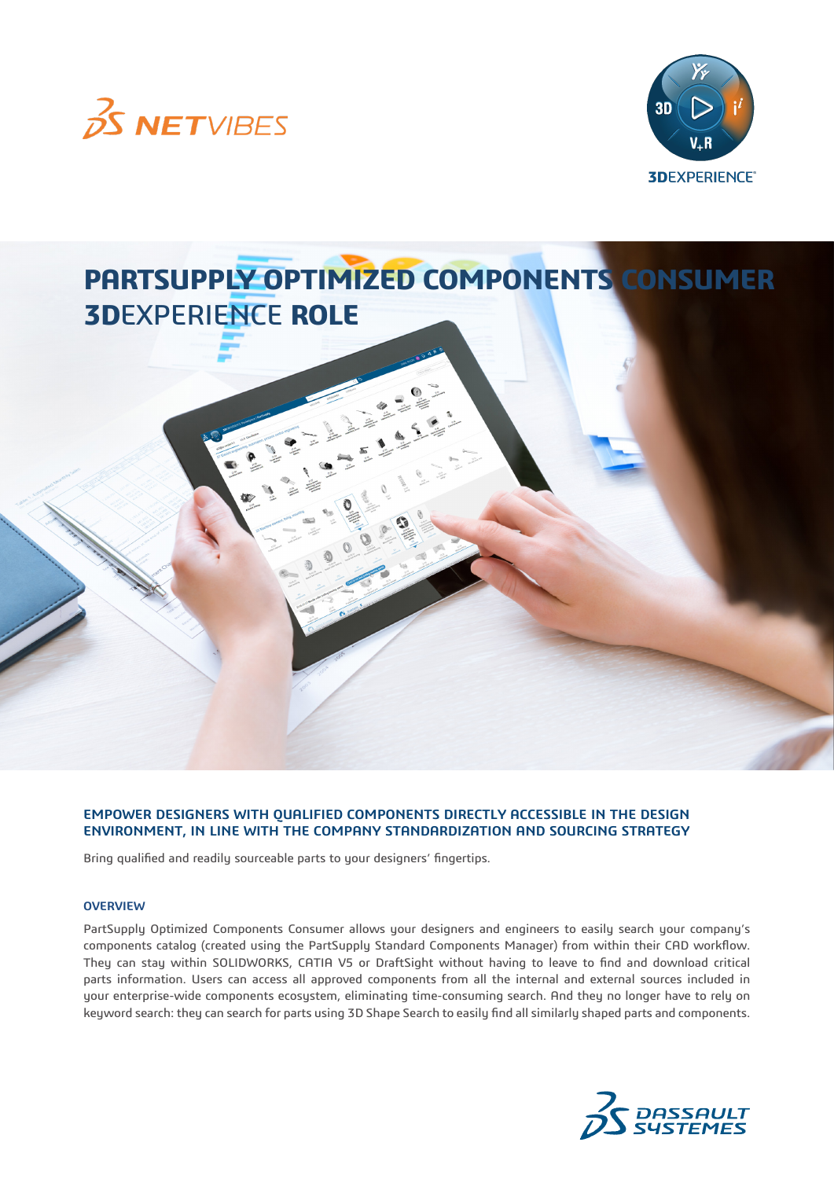# PARTSUPPLY OPTIMIZED COMPONENTS CONSUMER 3DEXPERIENCE ROLE

## EMPOWER DESIGNERS WITH QUALIFIED COMPONENTS DIRECTLY ACCESSIBLE IN THE DESIGN ENVIRONMENT, IN LINE WITH THE COMPANY STANDARDIZATION AND SOURCING STRATEGY

Bring qualified and readily sourceable parts to your designers' fingertips.

### OVERVIEW

PartSupply Optimized Components Consumer allows your designers and engineers to easily search your company's components catalog (created using the PartSupply Standard Components Manager) from within their CAD workflow. They can stay within SOLIDWORKS, CATIA V5 or DraftSight without having to leave to find and download critical parts information. Users can access all approved components from all the internal and external sources included in your enterprise-wide components ecosystem, eliminating time-consuming search. And they no longer have to rely on keyword search: they can search for parts using 3D Shape Search to easily find all similarly shaped parts and components.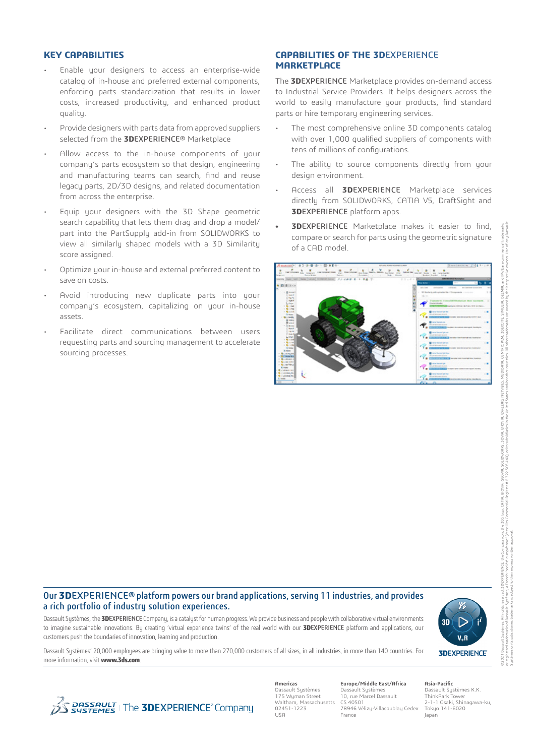## KEY CAPABILITIES

- Enable your designers to access an enterprise-wide catalog of in-house and preferred external components, enforcing parts standardization that results in lower costs, increased productivity, and enhanced product quality.
- Provide designers with parts data from approved suppliers selected from the **3D**EXPERIENCE® Marketplace
- Allow access to the in-house components of your company's parts ecosystem so that design, engineering and manufacturing teams can search, find and reuse legacy parts, 2D/3D designs, and related documentation from across the enterprise.
- Equip your designers with the 3D Shape geometric search capability that lets them drag and drop a model/part into the PartSupply add-in from SOLIDWORKS to view all similarly shaped models with a 3D Similarity score assigned.
- Optimize your in-house and external preferred content to save on costs.
- Avoid introducing new duplicate parts into your company's ecosystem, capitalizing on your in-house assets.
- Facilitate direct communications between users requesting parts and sourcing management to accelerate sourcing processes.

## CAPABILITIES OF THE 3DEXPERIENCE MARKETPLACE

The **3D**EXPERIENCE Marketplace provides on-demand access to Industrial Service Providers. It helps designers across the world to easily manufacture your products, find standard parts or hire temporary engineering services.

- The most comprehensive online 3D components catalog with over 1,000 qualified suppliers of components with tens of millions of configurations.
- The ability to source components directly from your design environment.
- Access all **3D**EXPERIENCE Marketplace services directly from SOLIDWORKS, CATIA V5, DraftSight and **3D**EXPERIENCE platform apps.
- **3D**EXPERIENCE Marketplace makes it easier to find, compare or search for parts using the geometric signature of a CAD model.

### Our 3DEXPERIENCE® platform powers our brand applications, serving 11 industries, and provides a rich portfolio of industry solution experiences.

Dassault Systèmes, the **3D**EXPERIENCE Company, is a catalyst for human progress. We provide business and people with collaborative virtual environments to imagine sustainable innovations. By creating 'virtual experience twins' of the real world with our **3D**EXPERIENCE platform and applications, our customers push the boundaries of innovation, learning and production.

Dassault Systèmes' 20,000 employees are bringing value to more than 270,000 customers of all sizes, in all industries, in more than 140 countries. For more information, visit **www.3ds.com**.

**Americas**
Dassault Systèmes
175 Wyman Street
Waltham, Massachusetts
02451-1223
USA

**Europe/Middle East/Africa**
Dassault Systèmes
10, rue Marcel Dassault
CS 40501
78946 Vélizy-Villacoublay Cedex
France

**Asia-Pacific**
Dassault Systèmes K.K.
ThinkPark Tower
2-1-1 Osaki, Shinagawa-ku,
Tokyo 141-6020
Japan

DASSAULT SYSTEMES | The **3D**EXPERIENCE® Company